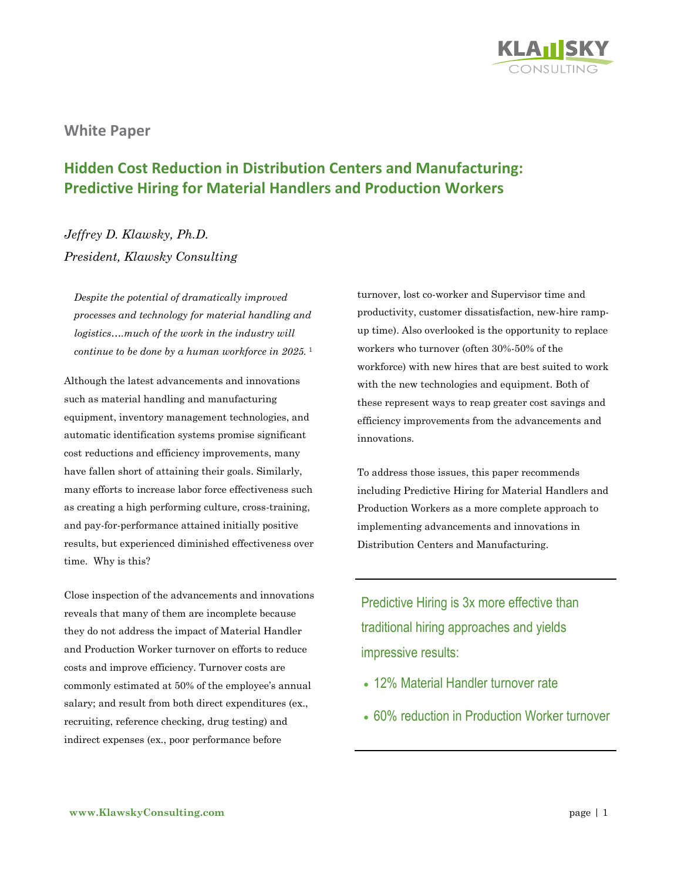White Paper

# Hidden Cost Reduction in Distribution Centers and Manufacturing: Predictive Hiring for Material Handlers and Production Workers

*Jeffrey D. Klawsky, Ph.D.*
*President, Klawsky Consulting*

> *Despite the potential of dramatically improved processes and technology for material handling and logistics….much of the work in the industry will continue to be done by a human workforce in 2025.* [1]

Although the latest advancements and innovations such as material handling and manufacturing equipment, inventory management technologies, and automatic identification systems promise significant cost reductions and efficiency improvements, many have fallen short of attaining their goals. Similarly, many efforts to increase labor force effectiveness such as creating a high performing culture, cross-training, and pay-for-performance attained initially positive results, but experienced diminished effectiveness over time. Why is this?

Close inspection of the advancements and innovations reveals that many of them are incomplete because they do not address the impact of Material Handler and Production Worker turnover on efforts to reduce costs and improve efficiency. Turnover costs are commonly estimated at 50% of the employee's annual salary; and result from both direct expenditures (ex., recruiting, reference checking, drug testing) and indirect expenses (ex., poor performance before turnover, lost co-worker and Supervisor time and productivity, customer dissatisfaction, new-hire ramp-up time). Also overlooked is the opportunity to replace workers who turnover (often 30%-50% of the workforce) with new hires that are best suited to work with the new technologies and equipment. Both of these represent ways to reap greater cost savings and efficiency improvements from the advancements and innovations.

To address those issues, this paper recommends including Predictive Hiring for Material Handlers and Production Workers as a more complete approach to implementing advancements and innovations in Distribution Centers and Manufacturing.

---

Predictive Hiring is 3x more effective than traditional hiring approaches and yields impressive results:

- 12% Material Handler turnover rate
- 60% reduction in Production Worker turnover

---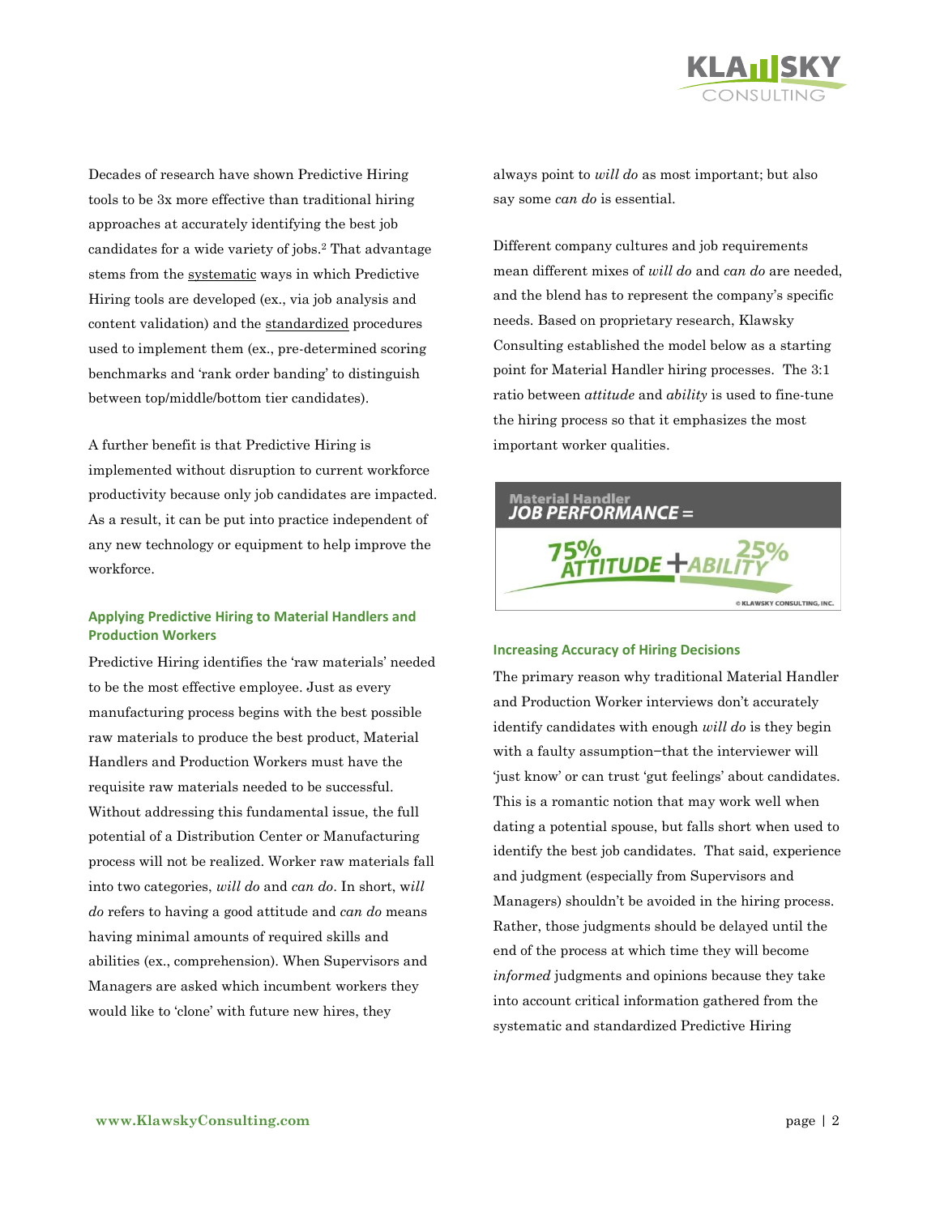Decades of research have shown Predictive Hiring tools to be 3x more effective than traditional hiring approaches at accurately identifying the best job candidates for a wide variety of jobs.[2] That advantage stems from the <u>systematic</u> ways in which Predictive Hiring tools are developed (ex., via job analysis and content validation) and the <u>standardized</u> procedures used to implement them (ex., pre-determined scoring benchmarks and 'rank order banding' to distinguish between top/middle/bottom tier candidates).

A further benefit is that Predictive Hiring is implemented without disruption to current workforce productivity because only job candidates are impacted. As a result, it can be put into practice independent of any new technology or equipment to help improve the workforce.

### Applying Predictive Hiring to Material Handlers and Production Workers

Predictive Hiring identifies the 'raw materials' needed to be the most effective employee. Just as every manufacturing process begins with the best possible raw materials to produce the best product, Material Handlers and Production Workers must have the requisite raw materials needed to be successful. Without addressing this fundamental issue, the full potential of a Distribution Center or Manufacturing process will not be realized. Worker raw materials fall into two categories, *will do* and *can do*. In short, *will do* refers to having a good attitude and *can do* means having minimal amounts of required skills and abilities (ex., comprehension). When Supervisors and Managers are asked which incumbent workers they would like to 'clone' with future new hires, they always point to *will do* as most important; but also say some *can do* is essential.

Different company cultures and job requirements mean different mixes of *will do* and *can do* are needed, and the blend has to represent the company's specific needs. Based on proprietary research, Klawsky Consulting established the model below as a starting point for Material Handler hiring processes. The 3:1 ratio between *attitude* and *ability* is used to fine-tune the hiring process so that it emphasizes the most important worker qualities.

**Material Handler JOB PERFORMANCE = 75% ATTITUDE + 25% ABILITY**

© KLAWSKY CONSULTING, INC.

### Increasing Accuracy of Hiring Decisions

The primary reason why traditional Material Handler and Production Worker interviews don't accurately identify candidates with enough *will do* is they begin with a faulty assumption–that the interviewer will 'just know' or can trust 'gut feelings' about candidates. This is a romantic notion that may work well when dating a potential spouse, but falls short when used to identify the best job candidates. That said, experience and judgment (especially from Supervisors and Managers) shouldn't be avoided in the hiring process. Rather, those judgments should be delayed until the end of the process at which time they will become *informed* judgments and opinions because they take into account critical information gathered from the systematic and standardized Predictive Hiring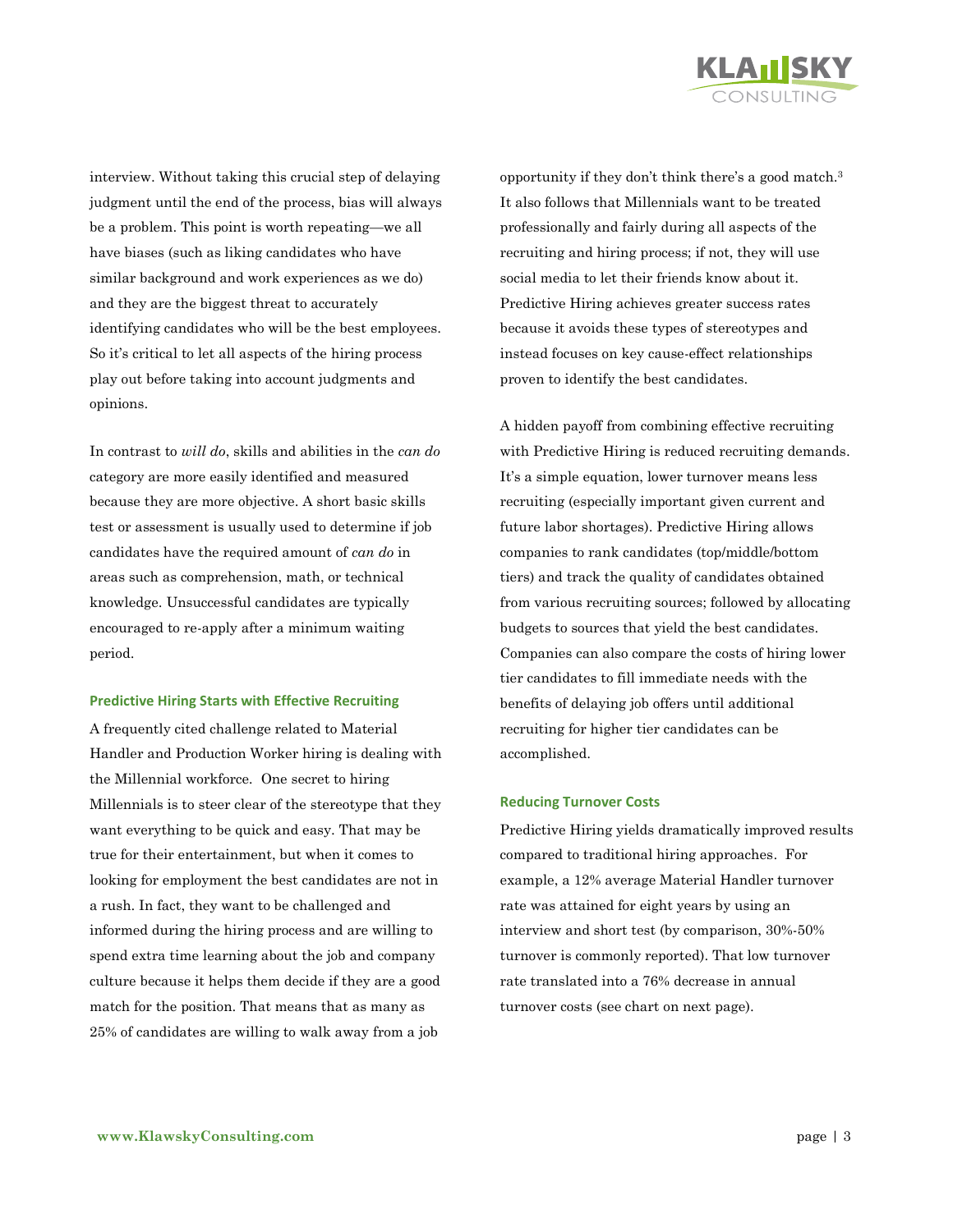interview. Without taking this crucial step of delaying judgment until the end of the process, bias will always be a problem. This point is worth repeating—we all have biases (such as liking candidates who have similar background and work experiences as we do) and they are the biggest threat to accurately identifying candidates who will be the best employees. So it's critical to let all aspects of the hiring process play out before taking into account judgments and opinions.

In contrast to *will do*, skills and abilities in the *can do* category are more easily identified and measured because they are more objective. A short basic skills test or assessment is usually used to determine if job candidates have the required amount of *can do* in areas such as comprehension, math, or technical knowledge. Unsuccessful candidates are typically encouraged to re-apply after a minimum waiting period.

### Predictive Hiring Starts with Effective Recruiting

A frequently cited challenge related to Material Handler and Production Worker hiring is dealing with the Millennial workforce. One secret to hiring Millennials is to steer clear of the stereotype that they want everything to be quick and easy. That may be true for their entertainment, but when it comes to looking for employment the best candidates are not in a rush. In fact, they want to be challenged and informed during the hiring process and are willing to spend extra time learning about the job and company culture because it helps them decide if they are a good match for the position. That means that as many as 25% of candidates are willing to walk away from a job opportunity if they don't think there's a good match.[3] It also follows that Millennials want to be treated professionally and fairly during all aspects of the recruiting and hiring process; if not, they will use social media to let their friends know about it. Predictive Hiring achieves greater success rates because it avoids these types of stereotypes and instead focuses on key cause-effect relationships proven to identify the best candidates.

A hidden payoff from combining effective recruiting with Predictive Hiring is reduced recruiting demands. It's a simple equation, lower turnover means less recruiting (especially important given current and future labor shortages). Predictive Hiring allows companies to rank candidates (top/middle/bottom tiers) and track the quality of candidates obtained from various recruiting sources; followed by allocating budgets to sources that yield the best candidates. Companies can also compare the costs of hiring lower tier candidates to fill immediate needs with the benefits of delaying job offers until additional recruiting for higher tier candidates can be accomplished.

### Reducing Turnover Costs

Predictive Hiring yields dramatically improved results compared to traditional hiring approaches. For example, a 12% average Material Handler turnover rate was attained for eight years by using an interview and short test (by comparison, 30%-50% turnover is commonly reported). That low turnover rate translated into a 76% decrease in annual turnover costs (see chart on next page).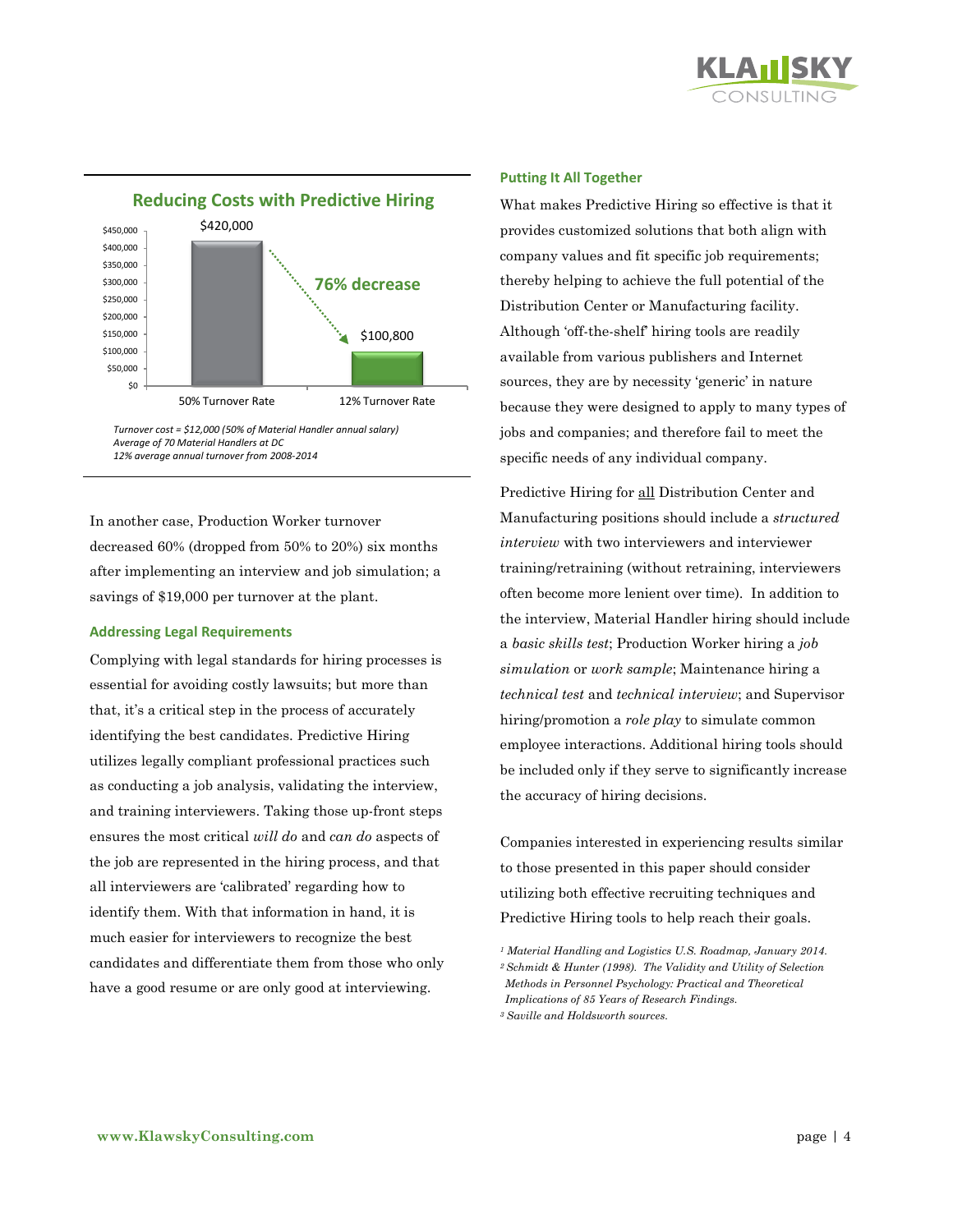## Reducing Costs with Predictive Hiring

| | 50% Turnover Rate | 12% Turnover Rate |
|---|---|---|
| Cost | $420,000 | $100,800 |

76% decrease

*Turnover cost = $12,000 (50% of Material Handler annual salary)*
*Average of 70 Material Handlers at DC*
*12% average annual turnover from 2008-2014*

In another case, Production Worker turnover decreased 60% (dropped from 50% to 20%) six months after implementing an interview and job simulation; a savings of $19,000 per turnover at the plant.

### Addressing Legal Requirements

Complying with legal standards for hiring processes is essential for avoiding costly lawsuits; but more than that, it's a critical step in the process of accurately identifying the best candidates. Predictive Hiring utilizes legally compliant professional practices such as conducting a job analysis, validating the interview, and training interviewers. Taking those up-front steps ensures the most critical *will do* and *can do* aspects of the job are represented in the hiring process, and that all interviewers are 'calibrated' regarding how to identify them. With that information in hand, it is much easier for interviewers to recognize the best candidates and differentiate them from those who only have a good resume or are only good at interviewing.

### Putting It All Together

What makes Predictive Hiring so effective is that it provides customized solutions that both align with company values and fit specific job requirements; thereby helping to achieve the full potential of the Distribution Center or Manufacturing facility. Although 'off-the-shelf' hiring tools are readily available from various publishers and Internet sources, they are by necessity 'generic' in nature because they were designed to apply to many types of jobs and companies; and therefore fail to meet the specific needs of any individual company.

Predictive Hiring for all Distribution Center and Manufacturing positions should include a *structured interview* with two interviewers and interviewer training/retraining (without retraining, interviewers often become more lenient over time). In addition to the interview, Material Handler hiring should include a *basic skills test*; Production Worker hiring a *job simulation* or *work sample*; Maintenance hiring a *technical test* and *technical interview*; and Supervisor hiring/promotion a *role play* to simulate common employee interactions. Additional hiring tools should be included only if they serve to significantly increase the accuracy of hiring decisions.

Companies interested in experiencing results similar to those presented in this paper should consider utilizing both effective recruiting techniques and Predictive Hiring tools to help reach their goals.

[1] *Material Handling and Logistics U.S. Roadmap, January 2014.*
[2] *Schmidt & Hunter (1998). The Validity and Utility of Selection Methods in Personnel Psychology: Practical and Theoretical Implications of 85 Years of Research Findings.*
[3] *Saville and Holdsworth sources.*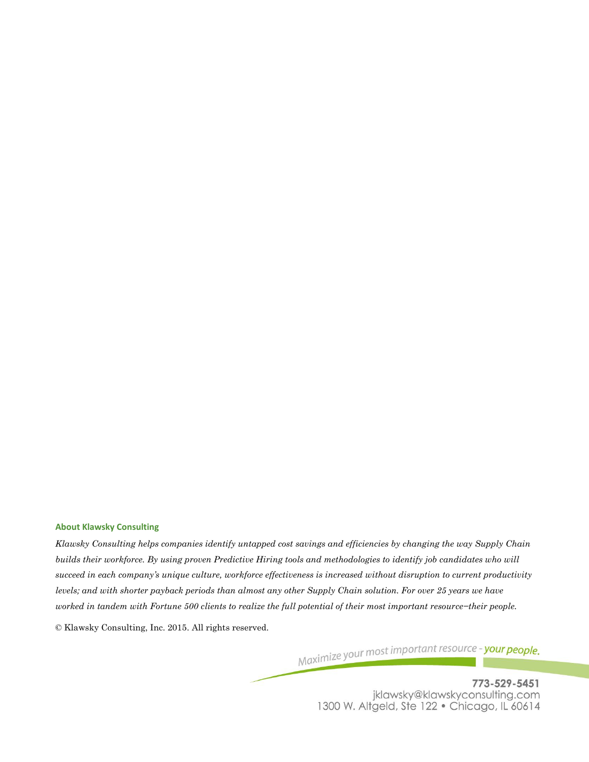**About Klawsky Consulting**

*Klawsky Consulting helps companies identify untapped cost savings and efficiencies by changing the way Supply Chain builds their workforce. By using proven Predictive Hiring tools and methodologies to identify job candidates who will succeed in each company's unique culture, workforce effectiveness is increased without disruption to current productivity levels; and with shorter payback periods than almost any other Supply Chain solution. For over 25 years we have worked in tandem with Fortune 500 clients to realize the full potential of their most important resource–their people.*

© Klawsky Consulting, Inc. 2015. All rights reserved.

Maximize your most important resource - *your people.*

**773-529-5451**
jklawsky@klawskyconsulting.com
1300 W. Altgeld, Ste 122 • Chicago, IL 60614